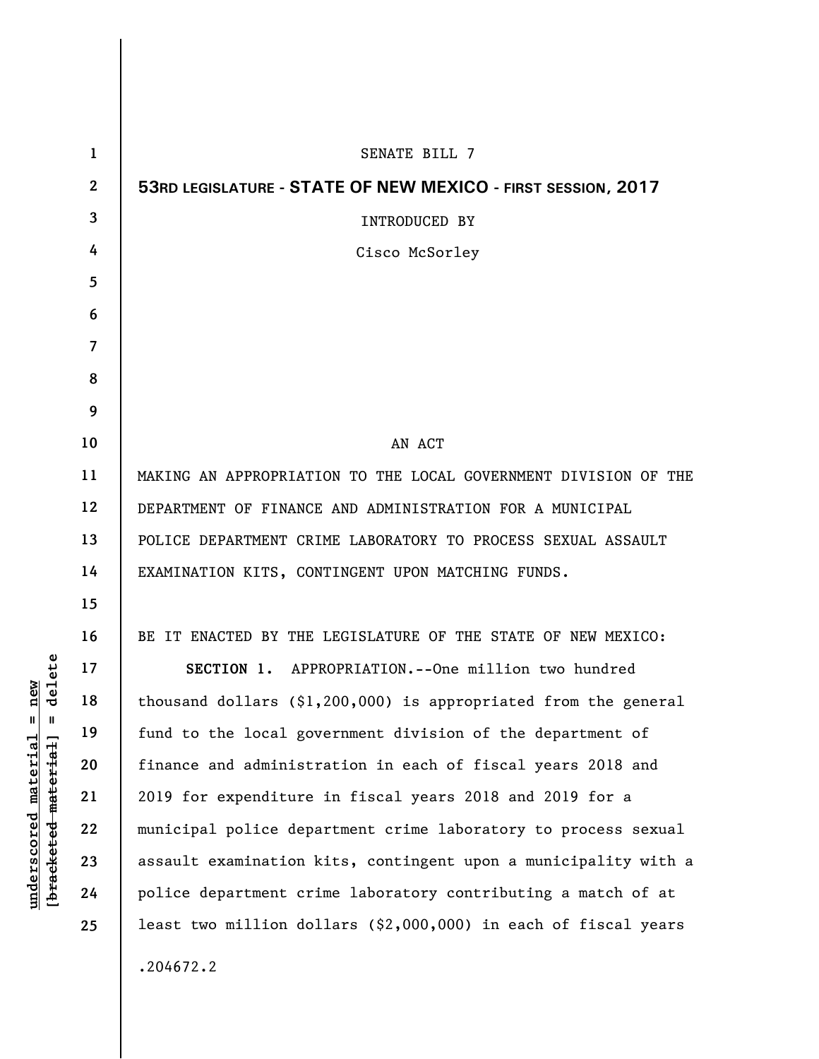SENATE BILL 7

**53RD LEGISLATURE - STATE OF NEW MEXICO - FIRST SESSION, 2017**

INTRODUCED BY

Cisco McSorley

AN ACT

MAKING AN APPROPRIATION TO THE LOCAL GOVERNMENT DIVISION OF THE DEPARTMENT OF FINANCE AND ADMINISTRATION FOR A MUNICIPAL POLICE DEPARTMENT CRIME LABORATORY TO PROCESS SEXUAL ASSAULT EXAMINATION KITS, CONTINGENT UPON MATCHING FUNDS.

BE IT ENACTED BY THE LEGISLATURE OF THE STATE OF NEW MEXICO:

**SECTION 1.** APPROPRIATION.--One million two hundred thousand dollars ($1,200,000) is appropriated from the general fund to the local government division of the department of finance and administration in each of fiscal years 2018 and 2019 for expenditure in fiscal years 2018 and 2019 for a municipal police department crime laboratory to process sexual assault examination kits, contingent upon a municipality with a police department crime laboratory contributing a match of at least two million dollars ($2,000,000) in each of fiscal years

.204672.2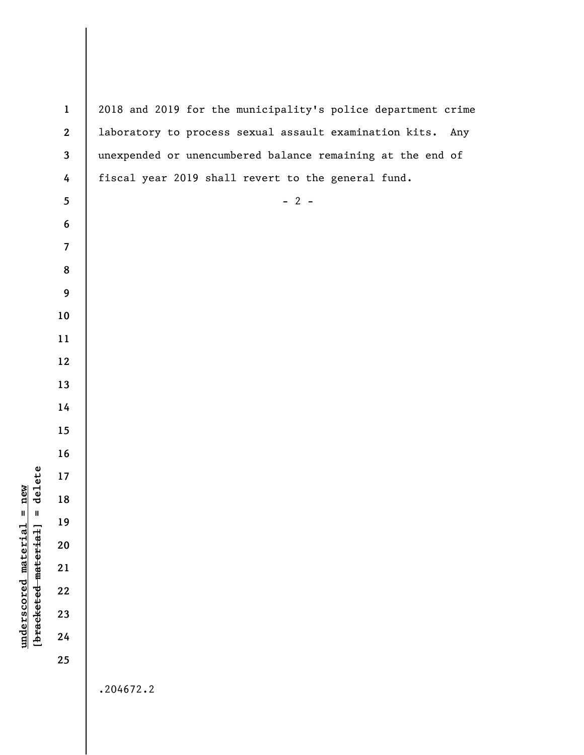2018 and 2019 for the municipality's police department crime laboratory to process sexual assault examination kits. Any unexpended or unencumbered balance remaining at the end of fiscal year 2019 shall revert to the general fund.

.204672.2